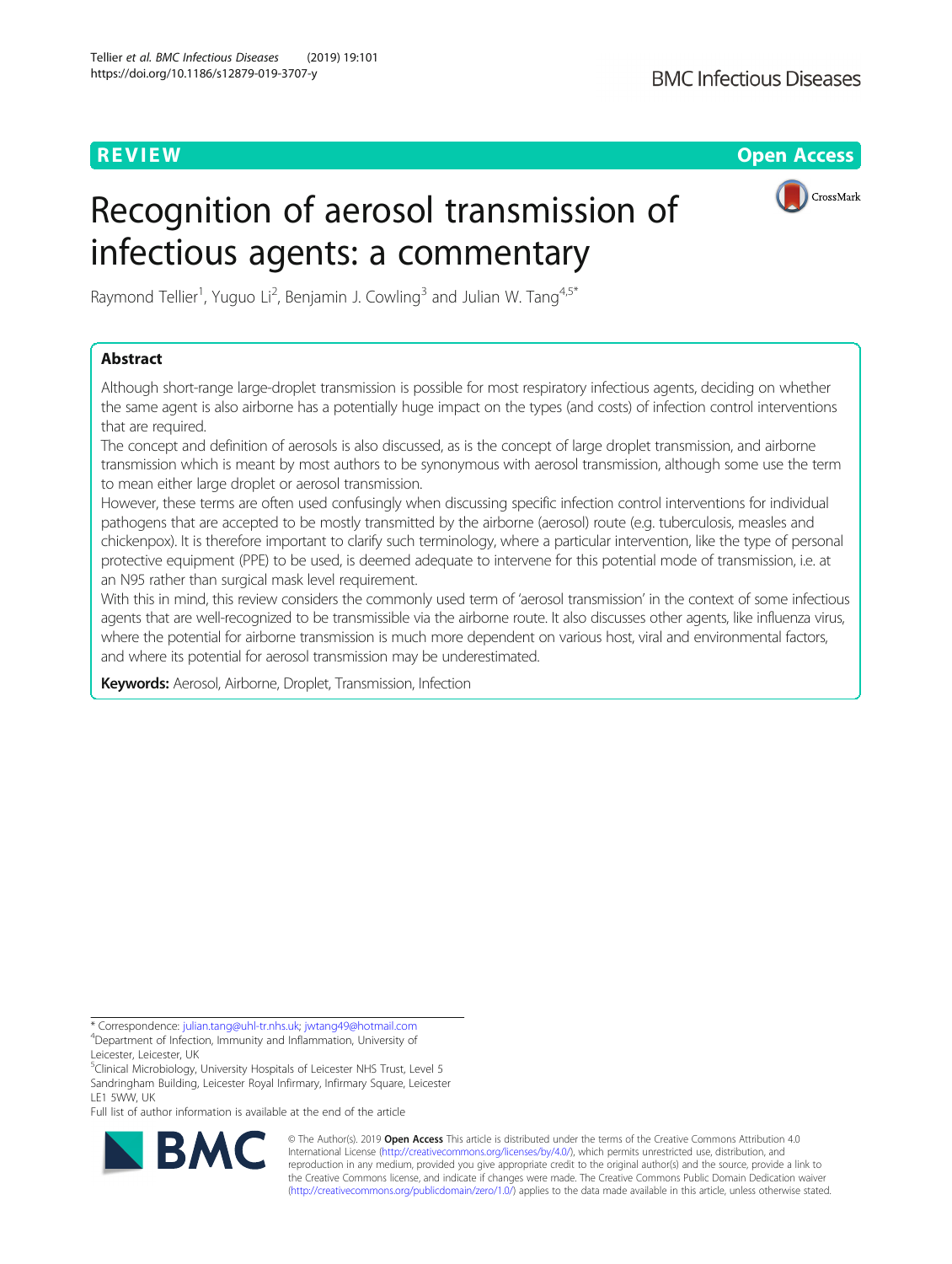REVIEW

Open Access

# Recognition of aerosol transmission of infectious agents: a commentary

Raymond Tellier[1], Yuguo Li[2], Benjamin J. Cowling[3] and Julian W. Tang[4,5*]

## Abstract

Although short-range large-droplet transmission is possible for most respiratory infectious agents, deciding on whether the same agent is also airborne has a potentially huge impact on the types (and costs) of infection control interventions that are required.

The concept and definition of aerosols is also discussed, as is the concept of large droplet transmission, and airborne transmission which is meant by most authors to be synonymous with aerosol transmission, although some use the term to mean either large droplet or aerosol transmission.

However, these terms are often used confusingly when discussing specific infection control interventions for individual pathogens that are accepted to be mostly transmitted by the airborne (aerosol) route (e.g. tuberculosis, measles and chickenpox). It is therefore important to clarify such terminology, where a particular intervention, like the type of personal protective equipment (PPE) to be used, is deemed adequate to intervene for this potential mode of transmission, i.e. at an N95 rather than surgical mask level requirement.

With this in mind, this review considers the commonly used term of 'aerosol transmission' in the context of some infectious agents that are well-recognized to be transmissible via the airborne route. It also discusses other agents, like influenza virus, where the potential for airborne transmission is much more dependent on various host, viral and environmental factors, and where its potential for aerosol transmission may be underestimated.

**Keywords:** Aerosol, Airborne, Droplet, Transmission, Infection

---

* Correspondence: julian.tang@uhl-tr.nhs.uk; jwtang49@hotmail.com
[4]Department of Infection, Immunity and Inflammation, University of Leicester, Leicester, UK
[5]Clinical Microbiology, University Hospitals of Leicester NHS Trust, Level 5 Sandringham Building, Leicester Royal Infirmary, Infirmary Square, Leicester LE1 5WW, UK
Full list of author information is available at the end of the article

© The Author(s). 2019 **Open Access** This article is distributed under the terms of the Creative Commons Attribution 4.0 International License (http://creativecommons.org/licenses/by/4.0/), which permits unrestricted use, distribution, and reproduction in any medium, provided you give appropriate credit to the original author(s) and the source, provide a link to the Creative Commons license, and indicate if changes were made. The Creative Commons Public Domain Dedication waiver (http://creativecommons.org/publicdomain/zero/1.0/) applies to the data made available in this article, unless otherwise stated.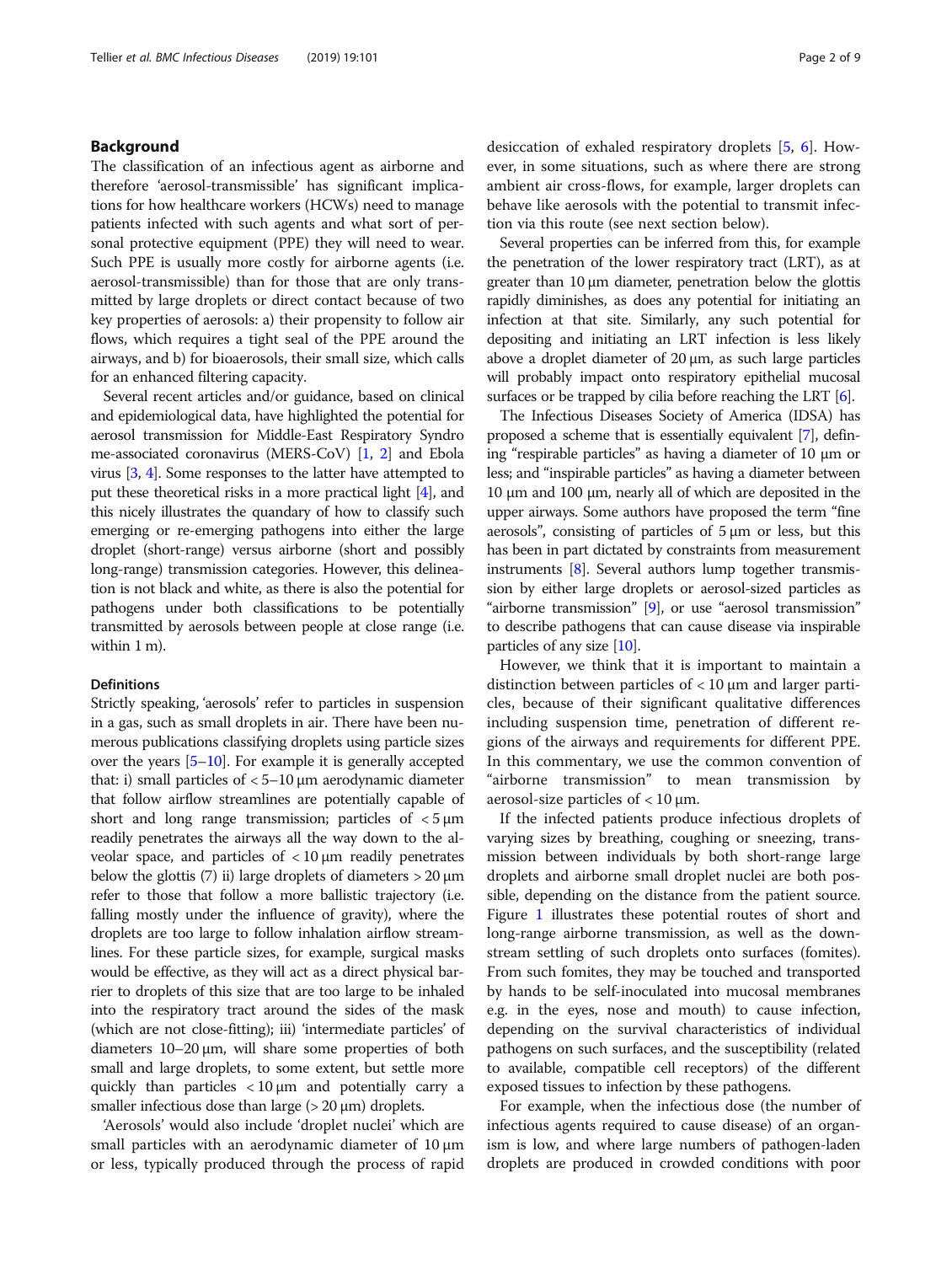## Background

The classification of an infectious agent as airborne and therefore 'aerosol-transmissible' has significant implications for how healthcare workers (HCWs) need to manage patients infected with such agents and what sort of personal protective equipment (PPE) they will need to wear. Such PPE is usually more costly for airborne agents (i.e. aerosol-transmissible) than for those that are only transmitted by large droplets or direct contact because of two key properties of aerosols: a) their propensity to follow air flows, which requires a tight seal of the PPE around the airways, and b) for bioaerosols, their small size, which calls for an enhanced filtering capacity.

Several recent articles and/or guidance, based on clinical and epidemiological data, have highlighted the potential for aerosol transmission for Middle-East Respiratory Syndrome-associated coronavirus (MERS-CoV) [1, 2] and Ebola virus [3, 4]. Some responses to the latter have attempted to put these theoretical risks in a more practical light [4], and this nicely illustrates the quandary of how to classify such emerging or re-emerging pathogens into either the large droplet (short-range) versus airborne (short and possibly long-range) transmission categories. However, this delineation is not black and white, as there is also the potential for pathogens under both classifications to be potentially transmitted by aerosols between people at close range (i.e. within 1 m).

### Definitions

Strictly speaking, 'aerosols' refer to particles in suspension in a gas, such as small droplets in air. There have been numerous publications classifying droplets using particle sizes over the years [5–10]. For example it is generally accepted that: i) small particles of < 5–10 μm aerodynamic diameter that follow airflow streamlines are potentially capable of short and long range transmission; particles of < 5 μm readily penetrates the airways all the way down to the alveolar space, and particles of < 10 μm readily penetrates below the glottis (7) ii) large droplets of diameters > 20 μm refer to those that follow a more ballistic trajectory (i.e. falling mostly under the influence of gravity), where the droplets are too large to follow inhalation airflow streamlines. For these particle sizes, for example, surgical masks would be effective, as they will act as a direct physical barrier to droplets of this size that are too large to be inhaled into the respiratory tract around the sides of the mask (which are not close-fitting); iii) 'intermediate particles' of diameters 10–20 μm, will share some properties of both small and large droplets, to some extent, but settle more quickly than particles < 10 μm and potentially carry a smaller infectious dose than large (> 20 μm) droplets.

'Aerosols' would also include 'droplet nuclei' which are small particles with an aerodynamic diameter of 10 μm or less, typically produced through the process of rapid desiccation of exhaled respiratory droplets [5, 6]. However, in some situations, such as where there are strong ambient air cross-flows, for example, larger droplets can behave like aerosols with the potential to transmit infection via this route (see next section below).

Several properties can be inferred from this, for example the penetration of the lower respiratory tract (LRT), as at greater than 10 μm diameter, penetration below the glottis rapidly diminishes, as does any potential for initiating an infection at that site. Similarly, any such potential for depositing and initiating an LRT infection is less likely above a droplet diameter of 20 μm, as such large particles will probably impact onto respiratory epithelial mucosal surfaces or be trapped by cilia before reaching the LRT [6].

The Infectious Diseases Society of America (IDSA) has proposed a scheme that is essentially equivalent [7], defining "respirable particles" as having a diameter of 10 μm or less; and "inspirable particles" as having a diameter between 10 μm and 100 μm, nearly all of which are deposited in the upper airways. Some authors have proposed the term "fine aerosols", consisting of particles of 5 μm or less, but this has been in part dictated by constraints from measurement instruments [8]. Several authors lump together transmission by either large droplets or aerosol-sized particles as "airborne transmission" [9], or use "aerosol transmission" to describe pathogens that can cause disease via inspirable particles of any size [10].

However, we think that it is important to maintain a distinction between particles of < 10 μm and larger particles, because of their significant qualitative differences including suspension time, penetration of different regions of the airways and requirements for different PPE. In this commentary, we use the common convention of "airborne transmission" to mean transmission by aerosol-size particles of < 10 μm.

If the infected patients produce infectious droplets of varying sizes by breathing, coughing or sneezing, transmission between individuals by both short-range large droplets and airborne small droplet nuclei are both possible, depending on the distance from the patient source. Figure 1 illustrates these potential routes of short and long-range airborne transmission, as well as the downstream settling of such droplets onto surfaces (fomites). From such fomites, they may be touched and transported by hands to be self-inoculated into mucosal membranes e.g. in the eyes, nose and mouth) to cause infection, depending on the survival characteristics of individual pathogens on such surfaces, and the susceptibility (related to available, compatible cell receptors) of the different exposed tissues to infection by these pathogens.

For example, when the infectious dose (the number of infectious agents required to cause disease) of an organism is low, and where large numbers of pathogen-laden droplets are produced in crowded conditions with poor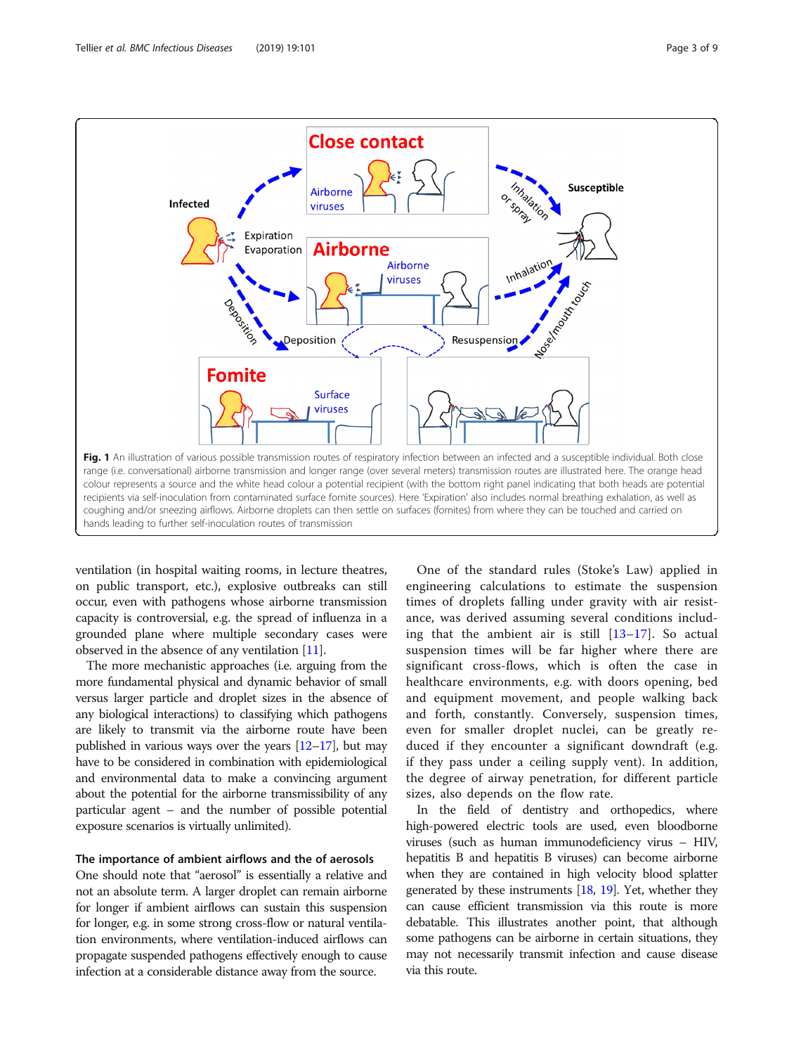**Fig. 1** An illustration of various possible transmission routes of respiratory infection between an infected and a susceptible individual. Both close range (i.e. conversational) airborne transmission and longer range (over several meters) transmission routes are illustrated here. The orange head colour represents a source and the white head colour a potential recipient (with the bottom right panel indicating that both heads are potential recipients via self-inoculation from contaminated surface fomite sources). Here 'Expiration' also includes normal breathing exhalation, as well as coughing and/or sneezing airflows. Airborne droplets can then settle on surfaces (fomites) from where they can be touched and carried on hands leading to further self-inoculation routes of transmission

ventilation (in hospital waiting rooms, in lecture theatres, on public transport, etc.), explosive outbreaks can still occur, even with pathogens whose airborne transmission capacity is controversial, e.g. the spread of influenza in a grounded plane where multiple secondary cases were observed in the absence of any ventilation [11].

The more mechanistic approaches (i.e. arguing from the more fundamental physical and dynamic behavior of small versus larger particle and droplet sizes in the absence of any biological interactions) to classifying which pathogens are likely to transmit via the airborne route have been published in various ways over the years [12–17], but may have to be considered in combination with epidemiological and environmental data to make a convincing argument about the potential for the airborne transmissibility of any particular agent – and the number of possible potential exposure scenarios is virtually unlimited).

### The importance of ambient airflows and the of aerosols

One should note that "aerosol" is essentially a relative and not an absolute term. A larger droplet can remain airborne for longer if ambient airflows can sustain this suspension for longer, e.g. in some strong cross-flow or natural ventilation environments, where ventilation-induced airflows can propagate suspended pathogens effectively enough to cause infection at a considerable distance away from the source.

One of the standard rules (Stoke's Law) applied in engineering calculations to estimate the suspension times of droplets falling under gravity with air resistance, was derived assuming several conditions including that the ambient air is still [13–17]. So actual suspension times will be far higher where there are significant cross-flows, which is often the case in healthcare environments, e.g. with doors opening, bed and equipment movement, and people walking back and forth, constantly. Conversely, suspension times, even for smaller droplet nuclei, can be greatly reduced if they encounter a significant downdraft (e.g. if they pass under a ceiling supply vent). In addition, the degree of airway penetration, for different particle sizes, also depends on the flow rate.

In the field of dentistry and orthopedics, where high-powered electric tools are used, even bloodborne viruses (such as human immunodeficiency virus – HIV, hepatitis B and hepatitis B viruses) can become airborne when they are contained in high velocity blood splatter generated by these instruments [18, 19]. Yet, whether they can cause efficient transmission via this route is more debatable. This illustrates another point, that although some pathogens can be airborne in certain situations, they may not necessarily transmit infection and cause disease via this route.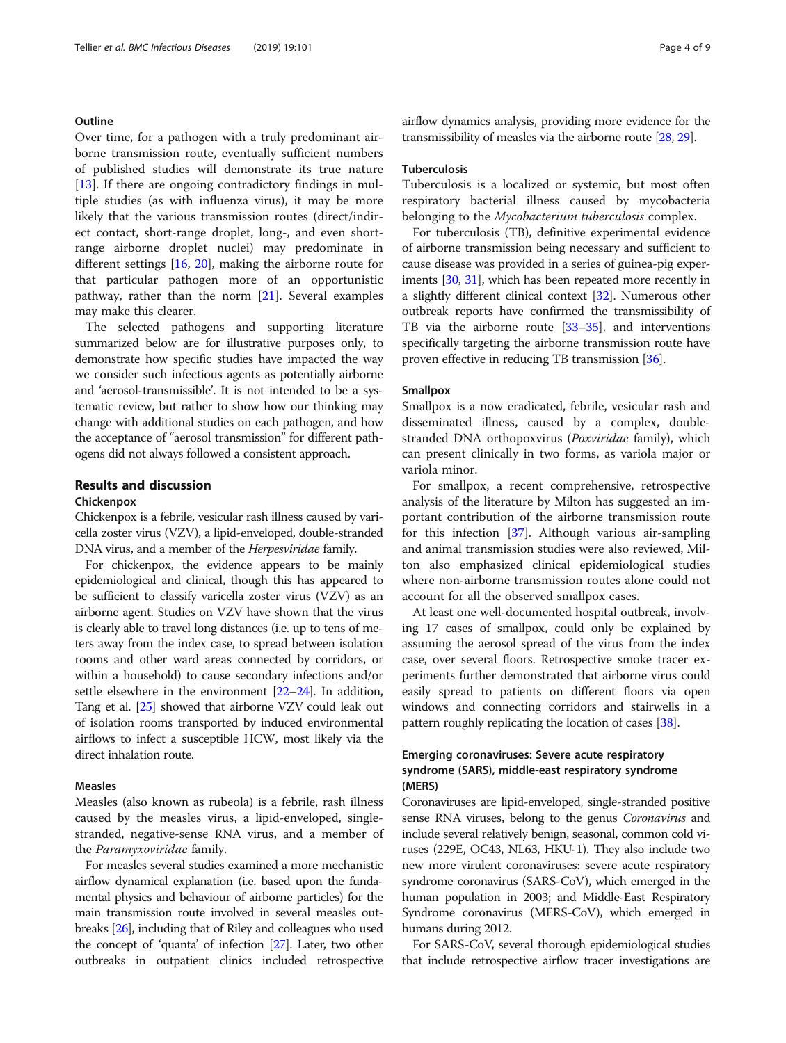### Outline

Over time, for a pathogen with a truly predominant airborne transmission route, eventually sufficient numbers of published studies will demonstrate its true nature [13]. If there are ongoing contradictory findings in multiple studies (as with influenza virus), it may be more likely that the various transmission routes (direct/indirect contact, short-range droplet, long-, and even short-range airborne droplet nuclei) may predominate in different settings [16, 20], making the airborne route for that particular pathogen more of an opportunistic pathway, rather than the norm [21]. Several examples may make this clearer.

The selected pathogens and supporting literature summarized below are for illustrative purposes only, to demonstrate how specific studies have impacted the way we consider such infectious agents as potentially airborne and 'aerosol-transmissible'. It is not intended to be a systematic review, but rather to show how our thinking may change with additional studies on each pathogen, and how the acceptance of "aerosol transmission" for different pathogens did not always followed a consistent approach.

## Results and discussion

### Chickenpox

Chickenpox is a febrile, vesicular rash illness caused by varicella zoster virus (VZV), a lipid-enveloped, double-stranded DNA virus, and a member of the *Herpesviridae* family.

For chickenpox, the evidence appears to be mainly epidemiological and clinical, though this has appeared to be sufficient to classify varicella zoster virus (VZV) as an airborne agent. Studies on VZV have shown that the virus is clearly able to travel long distances (i.e. up to tens of meters away from the index case, to spread between isolation rooms and other ward areas connected by corridors, or within a household) to cause secondary infections and/or settle elsewhere in the environment [22–24]. In addition, Tang et al. [25] showed that airborne VZV could leak out of isolation rooms transported by induced environmental airflows to infect a susceptible HCW, most likely via the direct inhalation route.

### Measles

Measles (also known as rubeola) is a febrile, rash illness caused by the measles virus, a lipid-enveloped, single-stranded, negative-sense RNA virus, and a member of the *Paramyxoviridae* family.

For measles several studies examined a more mechanistic airflow dynamical explanation (i.e. based upon the fundamental physics and behaviour of airborne particles) for the main transmission route involved in several measles outbreaks [26], including that of Riley and colleagues who used the concept of 'quanta' of infection [27]. Later, two other outbreaks in outpatient clinics included retrospective airflow dynamics analysis, providing more evidence for the transmissibility of measles via the airborne route [28, 29].

### Tuberculosis

Tuberculosis is a localized or systemic, but most often respiratory bacterial illness caused by mycobacteria belonging to the *Mycobacterium tuberculosis* complex.

For tuberculosis (TB), definitive experimental evidence of airborne transmission being necessary and sufficient to cause disease was provided in a series of guinea-pig experiments [30, 31], which has been repeated more recently in a slightly different clinical context [32]. Numerous other outbreak reports have confirmed the transmissibility of TB via the airborne route [33–35], and interventions specifically targeting the airborne transmission route have proven effective in reducing TB transmission [36].

### Smallpox

Smallpox is a now eradicated, febrile, vesicular rash and disseminated illness, caused by a complex, double-stranded DNA orthopoxvirus (*Poxviridae* family), which can present clinically in two forms, as variola major or variola minor.

For smallpox, a recent comprehensive, retrospective analysis of the literature by Milton has suggested an important contribution of the airborne transmission route for this infection [37]. Although various air-sampling and animal transmission studies were also reviewed, Milton also emphasized clinical epidemiological studies where non-airborne transmission routes alone could not account for all the observed smallpox cases.

At least one well-documented hospital outbreak, involving 17 cases of smallpox, could only be explained by assuming the aerosol spread of the virus from the index case, over several floors. Retrospective smoke tracer experiments further demonstrated that airborne virus could easily spread to patients on different floors via open windows and connecting corridors and stairwells in a pattern roughly replicating the location of cases [38].

### Emerging coronaviruses: Severe acute respiratory syndrome (SARS), middle-east respiratory syndrome (MERS)

Coronaviruses are lipid-enveloped, single-stranded positive sense RNA viruses, belong to the genus *Coronavirus* and include several relatively benign, seasonal, common cold viruses (229E, OC43, NL63, HKU-1). They also include two new more virulent coronaviruses: severe acute respiratory syndrome coronavirus (SARS-CoV), which emerged in the human population in 2003; and Middle-East Respiratory Syndrome coronavirus (MERS-CoV), which emerged in humans during 2012.

For SARS-CoV, several thorough epidemiological studies that include retrospective airflow tracer investigations are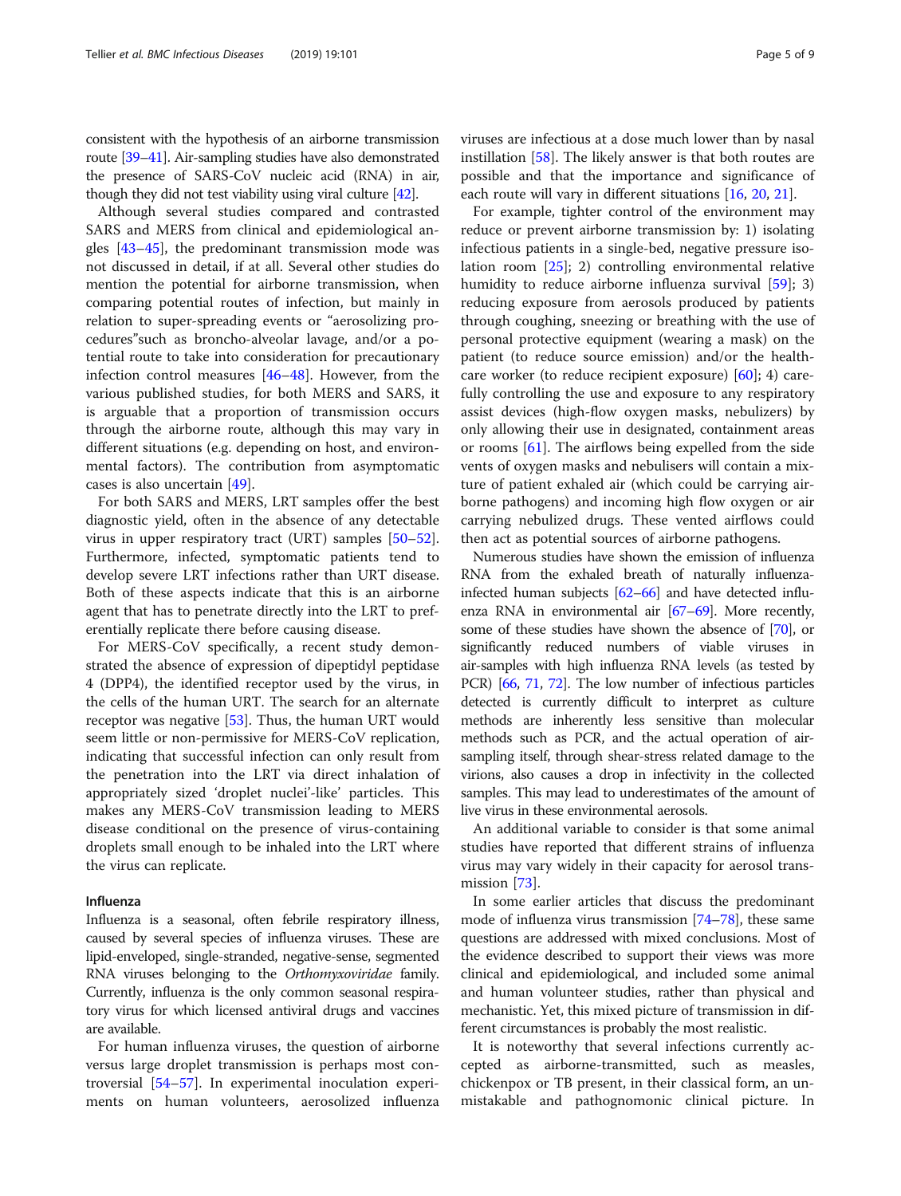consistent with the hypothesis of an airborne transmission route [39–41]. Air-sampling studies have also demonstrated the presence of SARS-CoV nucleic acid (RNA) in air, though they did not test viability using viral culture [42].

Although several studies compared and contrasted SARS and MERS from clinical and epidemiological angles [43–45], the predominant transmission mode was not discussed in detail, if at all. Several other studies do mention the potential for airborne transmission, when comparing potential routes of infection, but mainly in relation to super-spreading events or "aerosolizing procedures"such as broncho-alveolar lavage, and/or a potential route to take into consideration for precautionary infection control measures [46–48]. However, from the various published studies, for both MERS and SARS, it is arguable that a proportion of transmission occurs through the airborne route, although this may vary in different situations (e.g. depending on host, and environmental factors). The contribution from asymptomatic cases is also uncertain [49].

For both SARS and MERS, LRT samples offer the best diagnostic yield, often in the absence of any detectable virus in upper respiratory tract (URT) samples [50–52]. Furthermore, infected, symptomatic patients tend to develop severe LRT infections rather than URT disease. Both of these aspects indicate that this is an airborne agent that has to penetrate directly into the LRT to preferentially replicate there before causing disease.

For MERS-CoV specifically, a recent study demonstrated the absence of expression of dipeptidyl peptidase 4 (DPP4), the identified receptor used by the virus, in the cells of the human URT. The search for an alternate receptor was negative [53]. Thus, the human URT would seem little or non-permissive for MERS-CoV replication, indicating that successful infection can only result from the penetration into the LRT via direct inhalation of appropriately sized 'droplet nuclei'-like' particles. This makes any MERS-CoV transmission leading to MERS disease conditional on the presence of virus-containing droplets small enough to be inhaled into the LRT where the virus can replicate.

### Influenza

Influenza is a seasonal, often febrile respiratory illness, caused by several species of influenza viruses. These are lipid-enveloped, single-stranded, negative-sense, segmented RNA viruses belonging to the *Orthomyxoviridae* family. Currently, influenza is the only common seasonal respiratory virus for which licensed antiviral drugs and vaccines are available.

For human influenza viruses, the question of airborne versus large droplet transmission is perhaps most controversial [54–57]. In experimental inoculation experiments on human volunteers, aerosolized influenza viruses are infectious at a dose much lower than by nasal instillation [58]. The likely answer is that both routes are possible and that the importance and significance of each route will vary in different situations [16, 20, 21].

For example, tighter control of the environment may reduce or prevent airborne transmission by: 1) isolating infectious patients in a single-bed, negative pressure isolation room [25]; 2) controlling environmental relative humidity to reduce airborne influenza survival [59]; 3) reducing exposure from aerosols produced by patients through coughing, sneezing or breathing with the use of personal protective equipment (wearing a mask) on the patient (to reduce source emission) and/or the healthcare worker (to reduce recipient exposure) [60]; 4) carefully controlling the use and exposure to any respiratory assist devices (high-flow oxygen masks, nebulizers) by only allowing their use in designated, containment areas or rooms [61]. The airflows being expelled from the side vents of oxygen masks and nebulisers will contain a mixture of patient exhaled air (which could be carrying airborne pathogens) and incoming high flow oxygen or air carrying nebulized drugs. These vented airflows could then act as potential sources of airborne pathogens.

Numerous studies have shown the emission of influenza RNA from the exhaled breath of naturally influenza-infected human subjects [62–66] and have detected influenza RNA in environmental air [67–69]. More recently, some of these studies have shown the absence of [70], or significantly reduced numbers of viable viruses in air-samples with high influenza RNA levels (as tested by PCR) [66, 71, 72]. The low number of infectious particles detected is currently difficult to interpret as culture methods are inherently less sensitive than molecular methods such as PCR, and the actual operation of air-sampling itself, through shear-stress related damage to the virions, also causes a drop in infectivity in the collected samples. This may lead to underestimates of the amount of live virus in these environmental aerosols.

An additional variable to consider is that some animal studies have reported that different strains of influenza virus may vary widely in their capacity for aerosol transmission [73].

In some earlier articles that discuss the predominant mode of influenza virus transmission [74–78], these same questions are addressed with mixed conclusions. Most of the evidence described to support their views was more clinical and epidemiological, and included some animal and human volunteer studies, rather than physical and mechanistic. Yet, this mixed picture of transmission in different circumstances is probably the most realistic.

It is noteworthy that several infections currently accepted as airborne-transmitted, such as measles, chickenpox or TB present, in their classical form, an unmistakable and pathognomonic clinical picture. In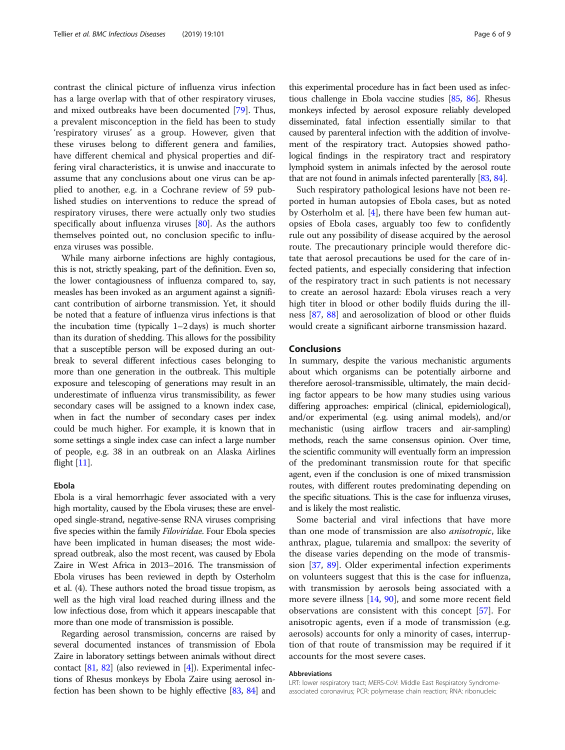contrast the clinical picture of influenza virus infection has a large overlap with that of other respiratory viruses, and mixed outbreaks have been documented [79]. Thus, a prevalent misconception in the field has been to study 'respiratory viruses' as a group. However, given that these viruses belong to different genera and families, have different chemical and physical properties and differing viral characteristics, it is unwise and inaccurate to assume that any conclusions about one virus can be applied to another, e.g. in a Cochrane review of 59 published studies on interventions to reduce the spread of respiratory viruses, there were actually only two studies specifically about influenza viruses [80]. As the authors themselves pointed out, no conclusion specific to influenza viruses was possible.

While many airborne infections are highly contagious, this is not, strictly speaking, part of the definition. Even so, the lower contagiousness of influenza compared to, say, measles has been invoked as an argument against a significant contribution of airborne transmission. Yet, it should be noted that a feature of influenza virus infections is that the incubation time (typically 1–2 days) is much shorter than its duration of shedding. This allows for the possibility that a susceptible person will be exposed during an outbreak to several different infectious cases belonging to more than one generation in the outbreak. This multiple exposure and telescoping of generations may result in an underestimate of influenza virus transmissibility, as fewer secondary cases will be assigned to a known index case, when in fact the number of secondary cases per index could be much higher. For example, it is known that in some settings a single index case can infect a large number of people, e.g. 38 in an outbreak on an Alaska Airlines flight [11].

### Ebola

Ebola is a viral hemorrhagic fever associated with a very high mortality, caused by the Ebola viruses; these are enveloped single-strand, negative-sense RNA viruses comprising five species within the family *Filoviridae*. Four Ebola species have been implicated in human diseases; the most widespread outbreak, also the most recent, was caused by Ebola Zaire in West Africa in 2013–2016. The transmission of Ebola viruses has been reviewed in depth by Osterholm et al. (4). These authors noted the broad tissue tropism, as well as the high viral load reached during illness and the low infectious dose, from which it appears inescapable that more than one mode of transmission is possible.

Regarding aerosol transmission, concerns are raised by several documented instances of transmission of Ebola Zaire in laboratory settings between animals without direct contact [81, 82] (also reviewed in [4]). Experimental infections of Rhesus monkeys by Ebola Zaire using aerosol infection has been shown to be highly effective [83, 84] and this experimental procedure has in fact been used as infectious challenge in Ebola vaccine studies [85, 86]. Rhesus monkeys infected by aerosol exposure reliably developed disseminated, fatal infection essentially similar to that caused by parenteral infection with the addition of involvement of the respiratory tract. Autopsies showed pathological findings in the respiratory tract and respiratory lymphoid system in animals infected by the aerosol route that are not found in animals infected parenterally [83, 84].

Such respiratory pathological lesions have not been reported in human autopsies of Ebola cases, but as noted by Osterholm et al. [4], there have been few human autopsies of Ebola cases, arguably too few to confidently rule out any possibility of disease acquired by the aerosol route. The precautionary principle would therefore dictate that aerosol precautions be used for the care of infected patients, and especially considering that infection of the respiratory tract in such patients is not necessary to create an aerosol hazard: Ebola viruses reach a very high titer in blood or other bodily fluids during the illness [87, 88] and aerosolization of blood or other fluids would create a significant airborne transmission hazard.

## Conclusions

In summary, despite the various mechanistic arguments about which organisms can be potentially airborne and therefore aerosol-transmissible, ultimately, the main deciding factor appears to be how many studies using various differing approaches: empirical (clinical, epidemiological), and/or experimental (e.g. using animal models), and/or mechanistic (using airflow tracers and air-sampling) methods, reach the same consensus opinion. Over time, the scientific community will eventually form an impression of the predominant transmission route for that specific agent, even if the conclusion is one of mixed transmission routes, with different routes predominating depending on the specific situations. This is the case for influenza viruses, and is likely the most realistic.

Some bacterial and viral infections that have more than one mode of transmission are also *anisotropic*, like anthrax, plague, tularemia and smallpox: the severity of the disease varies depending on the mode of transmission [37, 89]. Older experimental infection experiments on volunteers suggest that this is the case for influenza, with transmission by aerosols being associated with a more severe illness [14, 90], and some more recent field observations are consistent with this concept [57]. For anisotropic agents, even if a mode of transmission (e.g. aerosols) accounts for only a minority of cases, interruption of that route of transmission may be required if it accounts for the most severe cases.

#### Abbreviations

LRT: lower respiratory tract; MERS-CoV: Middle East Respiratory Syndrome-associated coronavirus; PCR: polymerase chain reaction; RNA: ribonucleic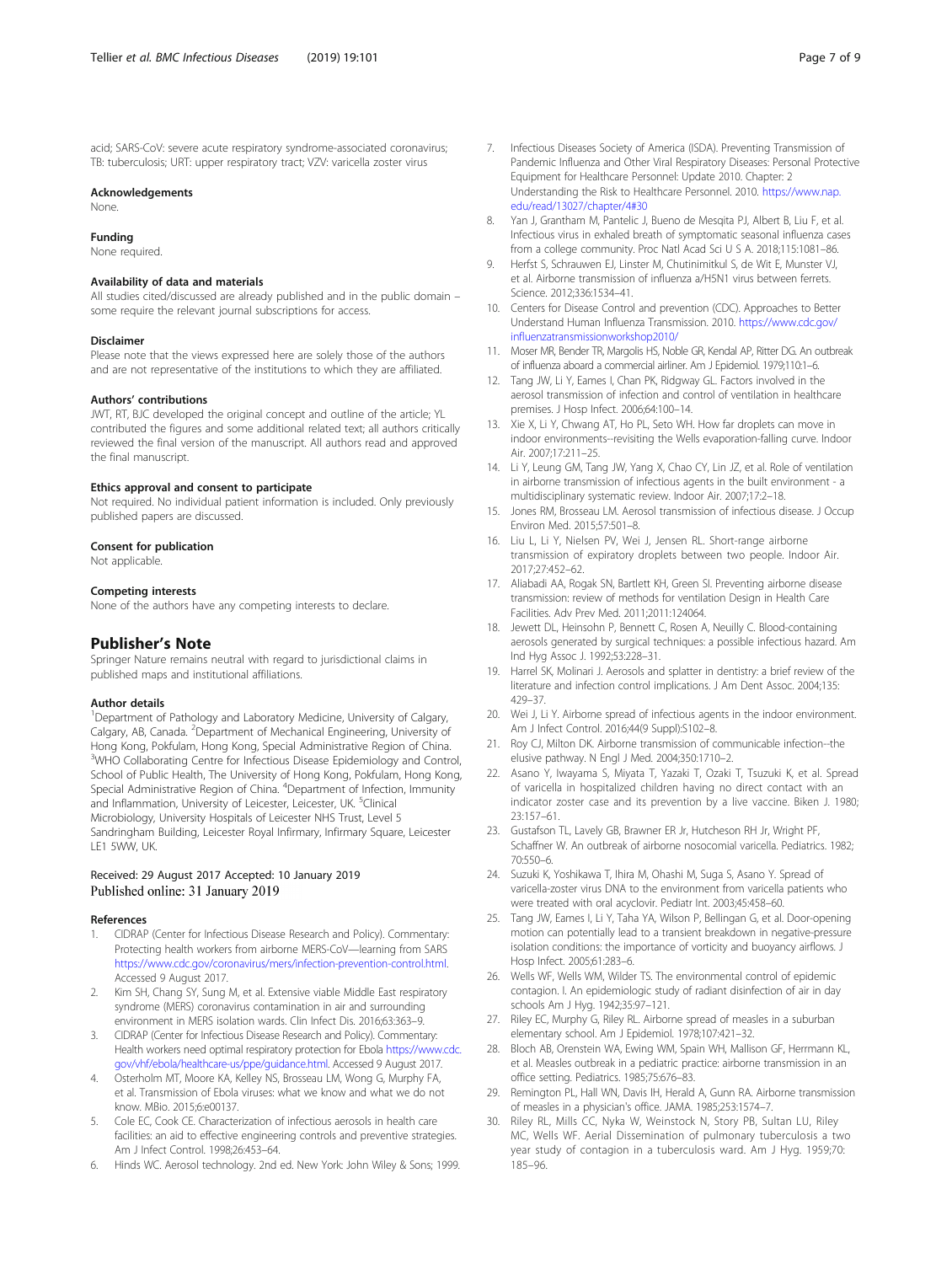acid; SARS-CoV: severe acute respiratory syndrome-associated coronavirus; TB: tuberculosis; URT: upper respiratory tract; VZV: varicella zoster virus

### Acknowledgements

None.

### Funding

None required.

### Availability of data and materials

All studies cited/discussed are already published and in the public domain – some require the relevant journal subscriptions for access.

### Disclaimer

Please note that the views expressed here are solely those of the authors and are not representative of the institutions to which they are affiliated.

### Authors' contributions

JWT, RT, BJC developed the original concept and outline of the article; YL contributed the figures and some additional related text; all authors critically reviewed the final version of the manuscript. All authors read and approved the final manuscript.

### Ethics approval and consent to participate

Not required. No individual patient information is included. Only previously published papers are discussed.

### Consent for publication

Not applicable.

### Competing interests

None of the authors have any competing interests to declare.

## Publisher's Note

Springer Nature remains neutral with regard to jurisdictional claims in published maps and institutional affiliations.

### Author details

[1]Department of Pathology and Laboratory Medicine, University of Calgary, Calgary, AB, Canada. [2]Department of Mechanical Engineering, University of Hong Kong, Pokfulam, Hong Kong, Special Administrative Region of China. [3]WHO Collaborating Centre for Infectious Disease Epidemiology and Control, School of Public Health, The University of Hong Kong, Pokfulam, Hong Kong, Special Administrative Region of China. [4]Department of Infection, Immunity and Inflammation, University of Leicester, Leicester, UK. [5]Clinical Microbiology, University Hospitals of Leicester NHS Trust, Level 5 Sandringham Building, Leicester Royal Infirmary, Infirmary Square, Leicester LE1 5WW, UK.

Received: 29 August 2017 Accepted: 10 January 2019
Published online: 31 January 2019

### References

1. CIDRAP (Center for Infectious Disease Research and Policy). Commentary: Protecting health workers from airborne MERS-CoV—learning from SARS https://www.cdc.gov/coronavirus/mers/infection-prevention-control.html. Accessed 9 August 2017.
2. Kim SH, Chang SY, Sung M, et al. Extensive viable Middle East respiratory syndrome (MERS) coronavirus contamination in air and surrounding environment in MERS isolation wards. Clin Infect Dis. 2016;63:363–9.
3. CIDRAP (Center for Infectious Disease Research and Policy). Commentary: Health workers need optimal respiratory protection for Ebola https://www.cdc.gov/vhf/ebola/healthcare-us/ppe/guidance.html. Accessed 9 August 2017.
4. Osterholm MT, Moore KA, Kelley NS, Brosseau LM, Wong G, Murphy FA, et al. Transmission of Ebola viruses: what we know and what we do not know. MBio. 2015;6:e00137.
5. Cole EC, Cook CE. Characterization of infectious aerosols in health care facilities: an aid to effective engineering controls and preventive strategies. Am J Infect Control. 1998;26:453–64.
6. Hinds WC. Aerosol technology. 2nd ed. New York: John Wiley & Sons; 1999.
7. Infectious Diseases Society of America (ISDA). Preventing Transmission of Pandemic Influenza and Other Viral Respiratory Diseases: Personal Protective Equipment for Healthcare Personnel: Update 2010. Chapter: 2 Understanding the Risk to Healthcare Personnel. 2010. https://www.nap.edu/read/13027/chapter/4#30
8. Yan J, Grantham M, Pantelic J, Bueno de Mesqita PJ, Albert B, Liu F, et al. Infectious virus in exhaled breath of symptomatic seasonal influenza cases from a college community. Proc Natl Acad Sci U S A. 2018;115:1081–86.
9. Herfst S, Schrauwen EJ, Linster M, Chutinimitkul S, de Wit E, Munster VJ, et al. Airborne transmission of influenza a/H5N1 virus between ferrets. Science. 2012;336:1534–41.
10. Centers for Disease Control and prevention (CDC). Approaches to Better Understand Human Influenza Transmission. 2010. https://www.cdc.gov/influenzatransmissionworkshop2010/
11. Moser MR, Bender TR, Margolis HS, Noble GR, Kendal AP, Ritter DG. An outbreak of influenza aboard a commercial airliner. Am J Epidemiol. 1979;110:1–6.
12. Tang JW, Li Y, Eames I, Chan PK, Ridgway GL. Factors involved in the aerosol transmission of infection and control of ventilation in healthcare premises. J Hosp Infect. 2006;64:100–14.
13. Xie X, Li Y, Chwang AT, Ho PL, Seto WH. How far droplets can move in indoor environments--revisiting the Wells evaporation-falling curve. Indoor Air. 2007;17:211–25.
14. Li Y, Leung GM, Tang JW, Yang X, Chao CY, Lin JZ, et al. Role of ventilation in airborne transmission of infectious agents in the built environment - a multidisciplinary systematic review. Indoor Air. 2007;17:2–18.
15. Jones RM, Brosseau LM. Aerosol transmission of infectious disease. J Occup Environ Med. 2015;57:501–8.
16. Liu L, Li Y, Nielsen PV, Wei J, Jensen RL. Short-range airborne transmission of expiratory droplets between two people. Indoor Air. 2017;27:452–62.
17. Aliabadi AA, Rogak SN, Bartlett KH, Green SI. Preventing airborne disease transmission: review of methods for ventilation Design in Health Care Facilities. Adv Prev Med. 2011;2011:124064.
18. Jewett DL, Heinsohn P, Bennett C, Rosen A, Neuilly C. Blood-containing aerosols generated by surgical techniques: a possible infectious hazard. Am Ind Hyg Assoc J. 1992;53:228–31.
19. Harrel SK, Molinari J. Aerosols and splatter in dentistry: a brief review of the literature and infection control implications. J Am Dent Assoc. 2004;135:429–37.
20. Wei J, Li Y. Airborne spread of infectious agents in the indoor environment. Am J Infect Control. 2016;44(9 Suppl):S102–8.
21. Roy CJ, Milton DK. Airborne transmission of communicable infection--the elusive pathway. N Engl J Med. 2004;350:1710–2.
22. Asano Y, Iwayama S, Miyata T, Yazaki T, Ozaki T, Tsuzuki K, et al. Spread of varicella in hospitalized children having no direct contact with an indicator zoster case and its prevention by a live vaccine. Biken J. 1980;23:157–61.
23. Gustafson TL, Lavely GB, Brawner ER Jr, Hutcheson RH Jr, Wright PF, Schaffner W. An outbreak of airborne nosocomial varicella. Pediatrics. 1982;70:550–6.
24. Suzuki K, Yoshikawa T, Ihira M, Ohashi M, Suga S, Asano Y. Spread of varicella-zoster virus DNA to the environment from varicella patients who were treated with oral acyclovir. Pediatr Int. 2003;45:458–60.
25. Tang JW, Eames I, Li Y, Taha YA, Wilson P, Bellingan G, et al. Door-opening motion can potentially lead to a transient breakdown in negative-pressure isolation conditions: the importance of vorticity and buoyancy airflows. J Hosp Infect. 2005;61:283–6.
26. Wells WF, Wells WM, Wilder TS. The environmental control of epidemic contagion. I. An epidemiologic study of radiant disinfection of air in day schools Am J Hyg. 1942;35:97–121.
27. Riley EC, Murphy G, Riley RL. Airborne spread of measles in a suburban elementary school. Am J Epidemiol. 1978;107:421–32.
28. Bloch AB, Orenstein WA, Ewing WM, Spain WH, Mallison GF, Herrmann KL, et al. Measles outbreak in a pediatric practice: airborne transmission in an office setting. Pediatrics. 1985;75:676–83.
29. Remington PL, Hall WN, Davis IH, Herald A, Gunn RA. Airborne transmission of measles in a physician's office. JAMA. 1985;253:1574–7.
30. Riley RL, Mills CC, Nyka W, Weinstock N, Story PB, Sultan LU, Riley MC, Wells WF. Aerial Dissemination of pulmonary tuberculosis a two year study of contagion in a tuberculosis ward. Am J Hyg. 1959;70:185–96.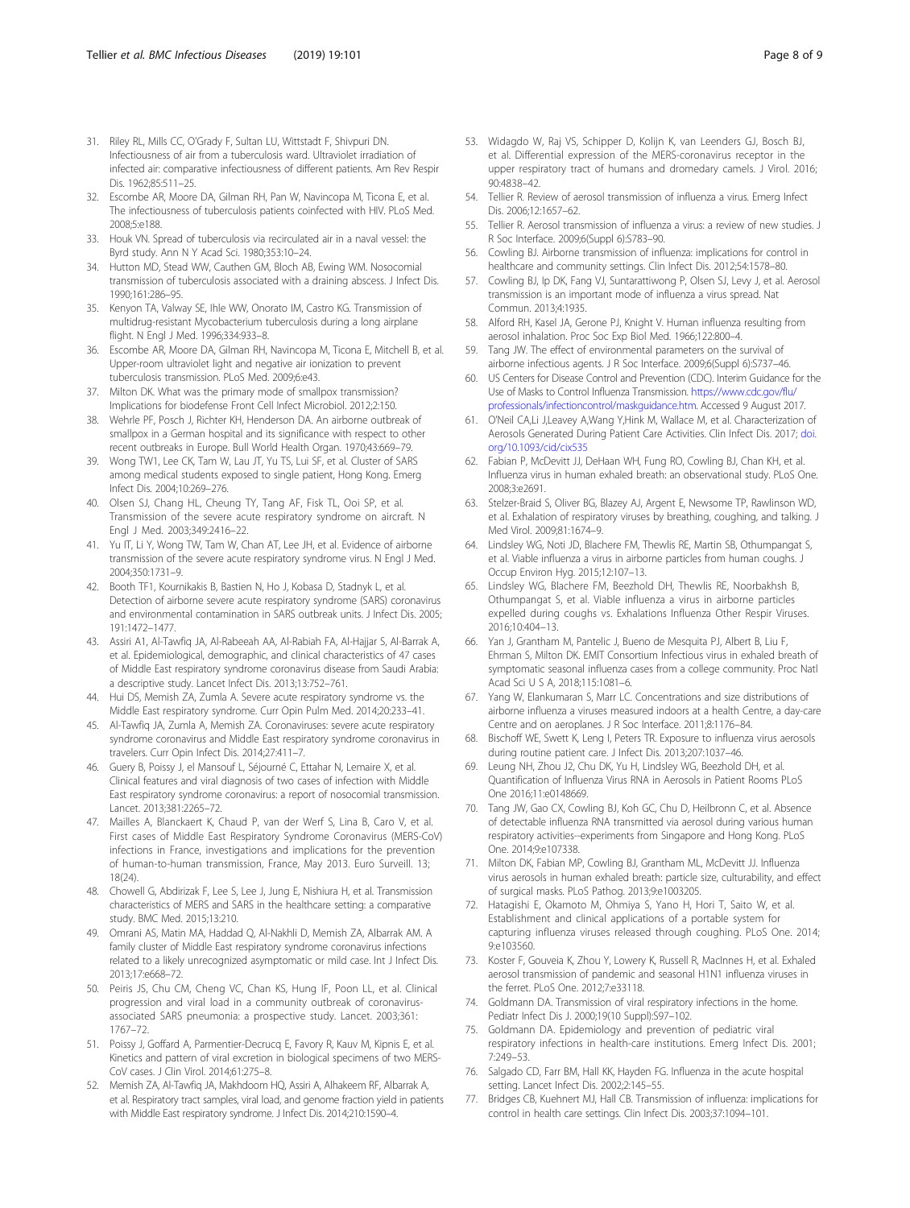31. Riley RL, Mills CC, O'Grady F, Sultan LU, Wittstadt F, Shivpuri DN. Infectiousness of air from a tuberculosis ward. Ultraviolet irradiation of infected air: comparative infectiousness of different patients. Am Rev Respir Dis. 1962;85:511–25.
32. Escombe AR, Moore DA, Gilman RH, Pan W, Navincopa M, Ticona E, et al. The infectiousness of tuberculosis patients coinfected with HIV. PLoS Med. 2008;5:e188.
33. Houk VN. Spread of tuberculosis via recirculated air in a naval vessel: the Byrd study. Ann N Y Acad Sci. 1980;353:10–24.
34. Hutton MD, Stead WW, Cauthen GM, Bloch AB, Ewing WM. Nosocomial transmission of tuberculosis associated with a draining abscess. J Infect Dis. 1990;161:286–95.
35. Kenyon TA, Valway SE, Ihle WW, Onorato IM, Castro KG. Transmission of multidrug-resistant Mycobacterium tuberculosis during a long airplane flight. N Engl J Med. 1996;334:933–8.
36. Escombe AR, Moore DA, Gilman RH, Navincopa M, Ticona E, Mitchell B, et al. Upper-room ultraviolet light and negative air ionization to prevent tuberculosis transmission. PLoS Med. 2009;6:e43.
37. Milton DK. What was the primary mode of smallpox transmission? Implications for biodefense Front Cell Infect Microbiol. 2012;2:150.
38. Wehrle PF, Posch J, Richter KH, Henderson DA. An airborne outbreak of smallpox in a German hospital and its significance with respect to other recent outbreaks in Europe. Bull World Health Organ. 1970;43:669–79.
39. Wong TW1, Lee CK, Tam W, Lau JT, Yu TS, Lui SF, et al. Cluster of SARS among medical students exposed to single patient, Hong Kong. Emerg Infect Dis. 2004;10:269–276.
40. Olsen SJ, Chang HL, Cheung TY, Tang AF, Fisk TL, Ooi SP, et al. Transmission of the severe acute respiratory syndrome on aircraft. N Engl J Med. 2003;349:2416–22.
41. Yu IT, Li Y, Wong TW, Tam W, Chan AT, Lee JH, et al. Evidence of airborne transmission of the severe acute respiratory syndrome virus. N Engl J Med. 2004;350:1731–9.
42. Booth TF1, Kournikakis B, Bastien N, Ho J, Kobasa D, Stadnyk L, et al. Detection of airborne severe acute respiratory syndrome (SARS) coronavirus and environmental contamination in SARS outbreak units. J Infect Dis. 2005;191:1472–1477.
43. Assiri A1, Al-Tawfiq JA, Al-Rabeeah AA, Al-Rabiah FA, Al-Hajjar S, Al-Barrak A, et al. Epidemiological, demographic, and clinical characteristics of 47 cases of Middle East respiratory syndrome coronavirus disease from Saudi Arabia: a descriptive study. Lancet Infect Dis. 2013;13:752–761.
44. Hui DS, Memish ZA, Zumla A. Severe acute respiratory syndrome vs. the Middle East respiratory syndrome. Curr Opin Pulm Med. 2014;20:233–41.
45. Al-Tawfiq JA, Zumla A, Memish ZA. Coronaviruses: severe acute respiratory syndrome coronavirus and Middle East respiratory syndrome coronavirus in travelers. Curr Opin Infect Dis. 2014;27:411–7.
46. Guery B, Poissy J, el Mansouf L, Séjourné C, Ettahar N, Lemaire X, et al. Clinical features and viral diagnosis of two cases of infection with Middle East respiratory syndrome coronavirus: a report of nosocomial transmission. Lancet. 2013;381:2265–72.
47. Mailles A, Blanckaert K, Chaud P, van der Werf S, Lina B, Caro V, et al. First cases of Middle East Respiratory Syndrome Coronavirus (MERS-CoV) infections in France, investigations and implications for the prevention of human-to-human transmission, France, May 2013. Euro Surveill. 13; 18(24).
48. Chowell G, Abdirizak F, Lee S, Lee J, Jung E, Nishiura H, et al. Transmission characteristics of MERS and SARS in the healthcare setting: a comparative study. BMC Med. 2015;13:210.
49. Omrani AS, Matin MA, Haddad Q, Al-Nakhli D, Memish ZA, Albarrak AM. A family cluster of Middle East respiratory syndrome coronavirus infections related to a likely unrecognized asymptomatic or mild case. Int J Infect Dis. 2013;17:e668–72.
50. Peiris JS, Chu CM, Cheng VC, Chan KS, Hung IF, Poon LL, et al. Clinical progression and viral load in a community outbreak of coronavirus-associated SARS pneumonia: a prospective study. Lancet. 2003;361:1767–72.
51. Poissy J, Goffard A, Parmentier-Decrucq E, Favory R, Kauv M, Kipnis E, et al. Kinetics and pattern of viral excretion in biological specimens of two MERS-CoV cases. J Clin Virol. 2014;61:275–8.
52. Memish ZA, Al-Tawfiq JA, Makhdoom HQ, Assiri A, Alhakeem RF, Albarrak A, et al. Respiratory tract samples, viral load, and genome fraction yield in patients with Middle East respiratory syndrome. J Infect Dis. 2014;210:1590–4.
53. Widagdo W, Raj VS, Schipper D, Kolijn K, van Leenders GJ, Bosch BJ, et al. Differential expression of the MERS-coronavirus receptor in the upper respiratory tract of humans and dromedary camels. J Virol. 2016; 90:4838–42.
54. Tellier R. Review of aerosol transmission of influenza a virus. Emerg Infect Dis. 2006;12:1657–62.
55. Tellier R. Aerosol transmission of influenza a virus: a review of new studies. J R Soc Interface. 2009;6(Suppl 6):S783–90.
56. Cowling BJ. Airborne transmission of influenza: implications for control in healthcare and community settings. Clin Infect Dis. 2012;54:1578–80.
57. Cowling BJ, Ip DK, Fang VJ, Suntarattiwong P, Olsen SJ, Levy J, et al. Aerosol transmission is an important mode of influenza a virus spread. Nat Commun. 2013;4:1935.
58. Alford RH, Kasel JA, Gerone PJ, Knight V. Human influenza resulting from aerosol inhalation. Proc Soc Exp Biol Med. 1966;122:800–4.
59. Tang JW. The effect of environmental parameters on the survival of airborne infectious agents. J R Soc Interface. 2009;6(Suppl 6):S737–46.
60. US Centers for Disease Control and Prevention (CDC). Interim Guidance for the Use of Masks to Control Influenza Transmission. https://www.cdc.gov/flu/professionals/infectioncontrol/maskguidance.htm. Accessed 9 August 2017.
61. O'Neil CA,Li J,Leavey A,Wang Y,Hink M, Wallace M, et al. Characterization of Aerosols Generated During Patient Care Activities. Clin Infect Dis. 2017; doi.org/10.1093/cid/cix535
62. Fabian P, McDevitt JJ, DeHaan WH, Fung RO, Cowling BJ, Chan KH, et al. Influenza virus in human exhaled breath: an observational study. PLoS One. 2008;3:e2691.
63. Stelzer-Braid S, Oliver BG, Blazey AJ, Argent E, Newsome TP, Rawlinson WD, et al. Exhalation of respiratory viruses by breathing, coughing, and talking. J Med Virol. 2009;81:1674–9.
64. Lindsley WG, Noti JD, Blachere FM, Thewlis RE, Martin SB, Othumpangat S, et al. Viable influenza a virus in airborne particles from human coughs. J Occup Environ Hyg. 2015;12:107–13.
65. Lindsley WG, Blachere FM, Beezhold DH, Thewlis RE, Noorbakhsh B, Othumpangat S, et al. Viable influenza a virus in airborne particles expelled during coughs vs. Exhalations Influenza Other Respir Viruses. 2016;10:404–13.
66. Yan J, Grantham M, Pantelic J, Bueno de Mesquita PJ, Albert B, Liu F, Ehrman S, Milton DK. EMIT Consortium Infectious virus in exhaled breath of symptomatic seasonal influenza cases from a college community. Proc Natl Acad Sci U S A, 2018;115:1081–6.
67. Yang W, Elankumaran S, Marr LC. Concentrations and size distributions of airborne influenza a viruses measured indoors at a health Centre, a day-care Centre and on aeroplanes. J R Soc Interface. 2011;8:1176–84.
68. Bischoff WE, Swett K, Leng I, Peters TR. Exposure to influenza virus aerosols during routine patient care. J Infect Dis. 2013;207:1037–46.
69. Leung NH, Zhou J2, Chu DK, Yu H, Lindsley WG, Beezhold DH, et al. Quantification of Influenza Virus RNA in Aerosols in Patient Rooms PLoS One 2016;11:e0148669.
70. Tang JW, Gao CX, Cowling BJ, Koh GC, Chu D, Heilbronn C, et al. Absence of detectable influenza RNA transmitted via aerosol during various human respiratory activities--experiments from Singapore and Hong Kong. PLoS One. 2014;9:e107338.
71. Milton DK, Fabian MP, Cowling BJ, Grantham ML, McDevitt JJ. Influenza virus aerosols in human exhaled breath: particle size, culturability, and effect of surgical masks. PLoS Pathog. 2013;9:e1003205.
72. Hatagishi E, Okamoto M, Ohmiya S, Yano H, Hori T, Saito W, et al. Establishment and clinical applications of a portable system for capturing influenza viruses released through coughing. PLoS One. 2014; 9:e103560.
73. Koster F, Gouveia K, Zhou Y, Lowery K, Russell R, MacInnes H, et al. Exhaled aerosol transmission of pandemic and seasonal H1N1 influenza viruses in the ferret. PLoS One. 2012;7:e33118.
74. Goldmann DA. Transmission of viral respiratory infections in the home. Pediatr Infect Dis J. 2000;19(10 Suppl):S97–102.
75. Goldmann DA. Epidemiology and prevention of pediatric viral respiratory infections in health-care institutions. Emerg Infect Dis. 2001; 7:249–53.
76. Salgado CD, Farr BM, Hall KK, Hayden FG. Influenza in the acute hospital setting. Lancet Infect Dis. 2002;2:145–55.
77. Bridges CB, Kuehnert MJ, Hall CB. Transmission of influenza: implications for control in health care settings. Clin Infect Dis. 2003;37:1094–101.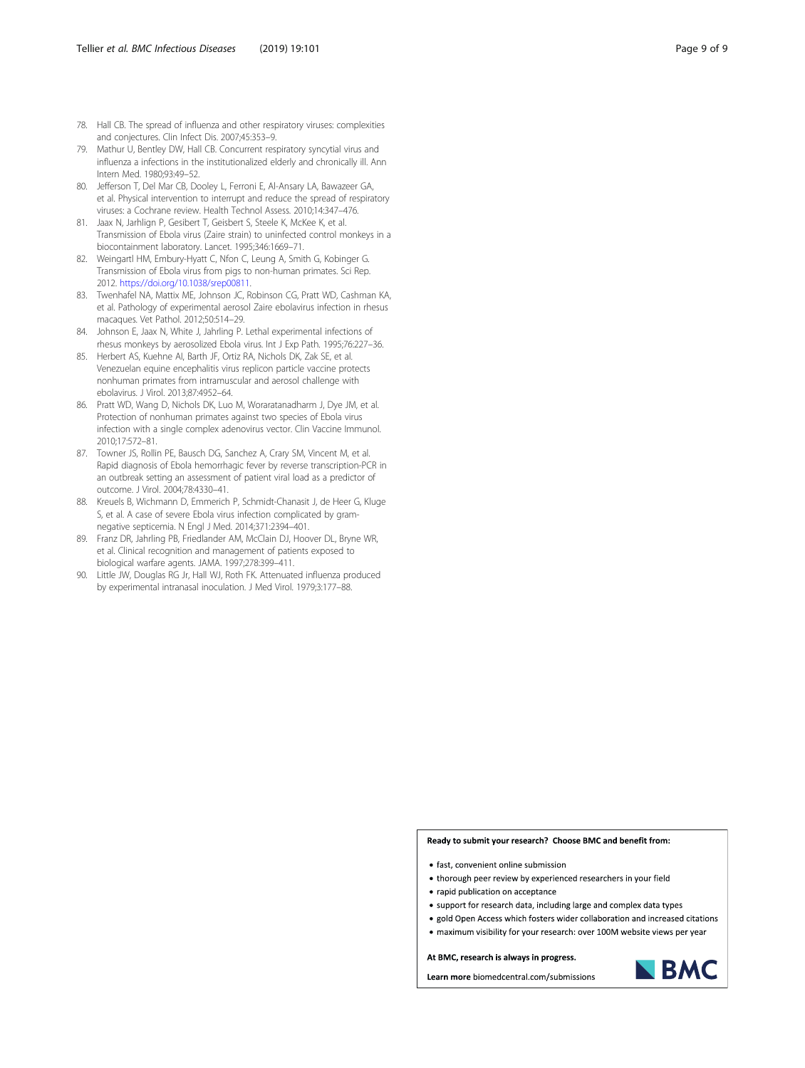78. Hall CB. The spread of influenza and other respiratory viruses: complexities and conjectures. Clin Infect Dis. 2007;45:353–9.
79. Mathur U, Bentley DW, Hall CB. Concurrent respiratory syncytial virus and influenza a infections in the institutionalized elderly and chronically ill. Ann Intern Med. 1980;93:49–52.
80. Jefferson T, Del Mar CB, Dooley L, Ferroni E, Al-Ansary LA, Bawazeer GA, et al. Physical intervention to interrupt and reduce the spread of respiratory viruses: a Cochrane review. Health Technol Assess. 2010;14:347–476.
81. Jaax N, Jarhlign P, Gesibert T, Geisbert S, Steele K, McKee K, et al. Transmission of Ebola virus (Zaire strain) to uninfected control monkeys in a biocontainment laboratory. Lancet. 1995;346:1669–71.
82. Weingartl HM, Embury-Hyatt C, Nfon C, Leung A, Smith G, Kobinger G. Transmission of Ebola virus from pigs to non-human primates. Sci Rep. 2012. https://doi.org/10.1038/srep00811.
83. Twenhafel NA, Mattix ME, Johnson JC, Robinson CG, Pratt WD, Cashman KA, et al. Pathology of experimental aerosol Zaire ebolavirus infection in rhesus macaques. Vet Pathol. 2012;50:514–29.
84. Johnson E, Jaax N, White J, Jahrling P. Lethal experimental infections of rhesus monkeys by aerosolized Ebola virus. Int J Exp Path. 1995;76:227–36.
85. Herbert AS, Kuehne AI, Barth JF, Ortiz RA, Nichols DK, Zak SE, et al. Venezuelan equine encephalitis virus replicon particle vaccine protects nonhuman primates from intramuscular and aerosol challenge with ebolavirus. J Virol. 2013;87:4952–64.
86. Pratt WD, Wang D, Nichols DK, Luo M, Woraratanadharm J, Dye JM, et al. Protection of nonhuman primates against two species of Ebola virus infection with a single complex adenovirus vector. Clin Vaccine Immunol. 2010;17:572–81.
87. Towner JS, Rollin PE, Bausch DG, Sanchez A, Crary SM, Vincent M, et al. Rapid diagnosis of Ebola hemorrhagic fever by reverse transcription-PCR in an outbreak setting an assessment of patient viral load as a predictor of outcome. J Virol. 2004;78:4330–41.
88. Kreuels B, Wichmann D, Emmerich P, Schmidt-Chanasit J, de Heer G, Kluge S, et al. A case of severe Ebola virus infection complicated by gram-negative septicemia. N Engl J Med. 2014;371:2394–401.
89. Franz DR, Jahrling PB, Friedlander AM, McClain DJ, Hoover DL, Bryne WR, et al. Clinical recognition and management of patients exposed to biological warfare agents. JAMA. 1997;278:399–411.
90. Little JW, Douglas RG Jr, Hall WJ, Roth FK. Attenuated influenza produced by experimental intranasal inoculation. J Med Virol. 1979;3:177–88.

**Ready to submit your research? Choose BMC and benefit from:**

- fast, convenient online submission
- thorough peer review by experienced researchers in your field
- rapid publication on acceptance
- support for research data, including large and complex data types
- gold Open Access which fosters wider collaboration and increased citations
- maximum visibility for your research: over 100M website views per year

**At BMC, research is always in progress.**

**Learn more** biomedcentral.com/submissions

BMC